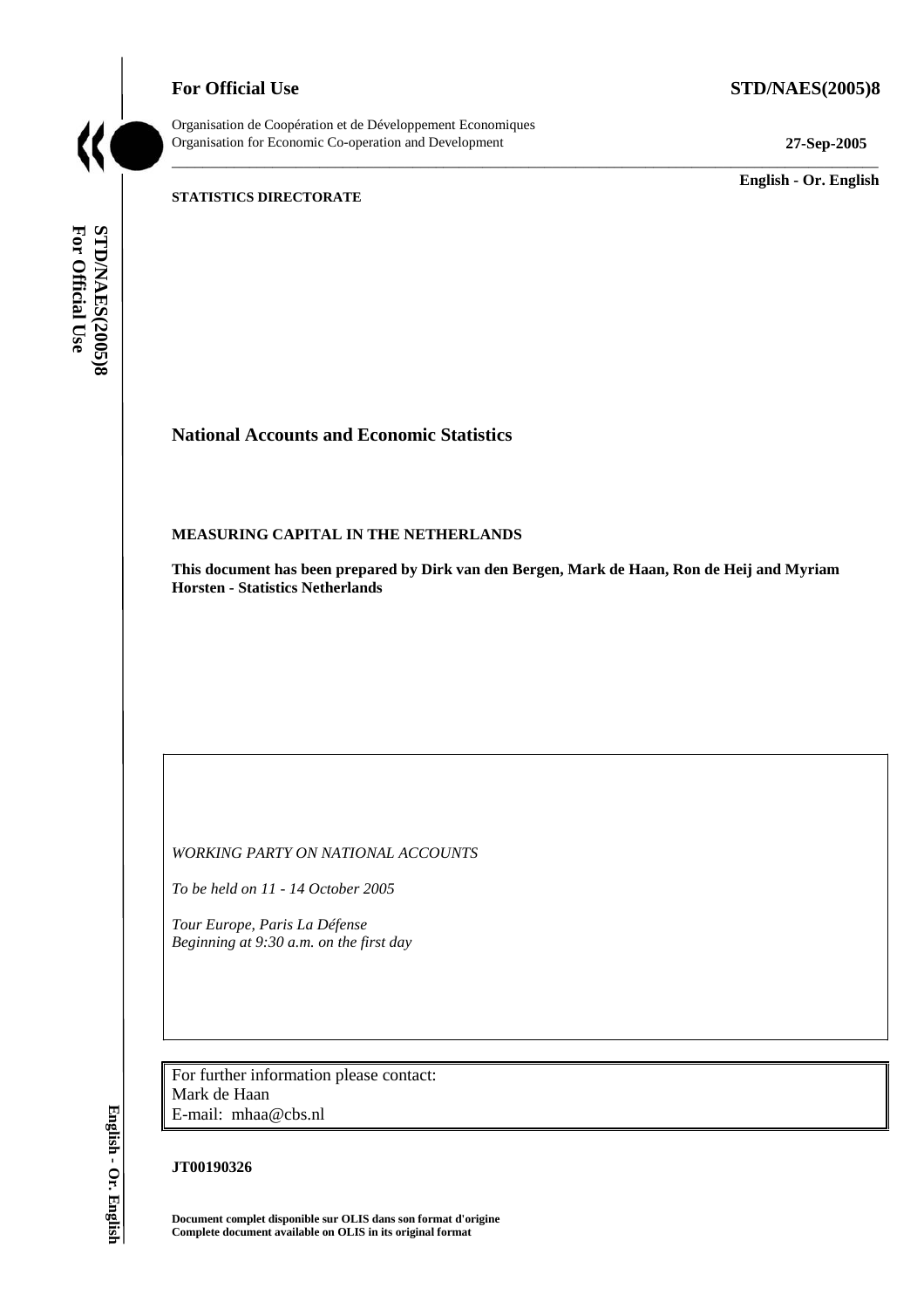**For Official Use** **STD/NAES(2005)8**

Organisation de Coopération et de Développement Economiques
Organisation for Economic Co-operation and Development **27-Sep-2005**

**English - Or. English**

**STATISTICS DIRECTORATE**

# National Accounts and Economic Statistics

## MEASURING CAPITAL IN THE NETHERLANDS

**This document has been prepared by Dirk van den Bergen, Mark de Haan, Ron de Heij and Myriam Horsten - Statistics Netherlands**

*WORKING PARTY ON NATIONAL ACCOUNTS*

*To be held on 11 - 14 October 2005*

*Tour Europe, Paris La Défense*
*Beginning at 9:30 a.m. on the first day*

For further information please contact:
Mark de Haan
E-mail: mhaa@cbs.nl

**JT00190326**

**Document complet disponible sur OLIS dans son format d'origine**
**Complete document available on OLIS in its original format**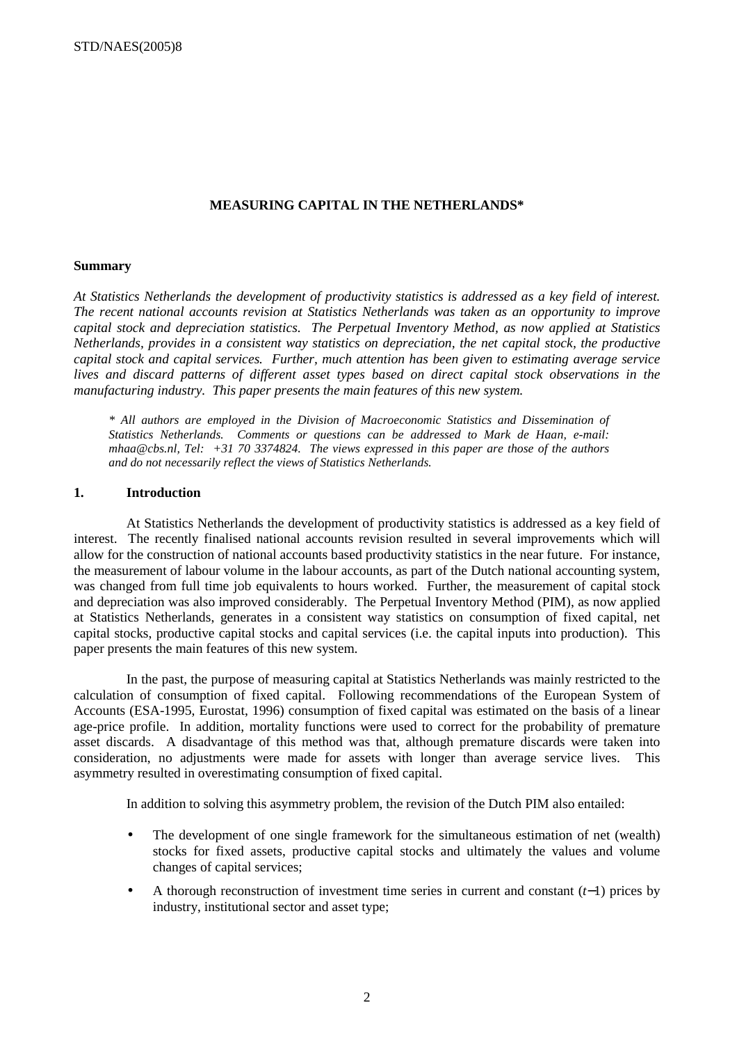## MEASURING CAPITAL IN THE NETHERLANDS*

### Summary

*At Statistics Netherlands the development of productivity statistics is addressed as a key field of interest. The recent national accounts revision at Statistics Netherlands was taken as an opportunity to improve capital stock and depreciation statistics. The Perpetual Inventory Method, as now applied at Statistics Netherlands, provides in a consistent way statistics on depreciation, the net capital stock, the productive capital stock and capital services. Further, much attention has been given to estimating average service lives and discard patterns of different asset types based on direct capital stock observations in the manufacturing industry. This paper presents the main features of this new system.*

*\* All authors are employed in the Division of Macroeconomic Statistics and Dissemination of Statistics Netherlands. Comments or questions can be addressed to Mark de Haan, e-mail: mhaa@cbs.nl, Tel: +31 70 3374824. The views expressed in this paper are those of the authors and do not necessarily reflect the views of Statistics Netherlands.*

### 1. Introduction

At Statistics Netherlands the development of productivity statistics is addressed as a key field of interest. The recently finalised national accounts revision resulted in several improvements which will allow for the construction of national accounts based productivity statistics in the near future. For instance, the measurement of labour volume in the labour accounts, as part of the Dutch national accounting system, was changed from full time job equivalents to hours worked. Further, the measurement of capital stock and depreciation was also improved considerably. The Perpetual Inventory Method (PIM), as now applied at Statistics Netherlands, generates in a consistent way statistics on consumption of fixed capital, net capital stocks, productive capital stocks and capital services (i.e. the capital inputs into production). This paper presents the main features of this new system.

In the past, the purpose of measuring capital at Statistics Netherlands was mainly restricted to the calculation of consumption of fixed capital. Following recommendations of the European System of Accounts (ESA-1995, Eurostat, 1996) consumption of fixed capital was estimated on the basis of a linear age-price profile. In addition, mortality functions were used to correct for the probability of premature asset discards. A disadvantage of this method was that, although premature discards were taken into consideration, no adjustments were made for assets with longer than average service lives. This asymmetry resulted in overestimating consumption of fixed capital.

In addition to solving this asymmetry problem, the revision of the Dutch PIM also entailed:

- The development of one single framework for the simultaneous estimation of net (wealth) stocks for fixed assets, productive capital stocks and ultimately the values and volume changes of capital services;
- A thorough reconstruction of investment time series in current and constant ($t-1$) prices by industry, institutional sector and asset type;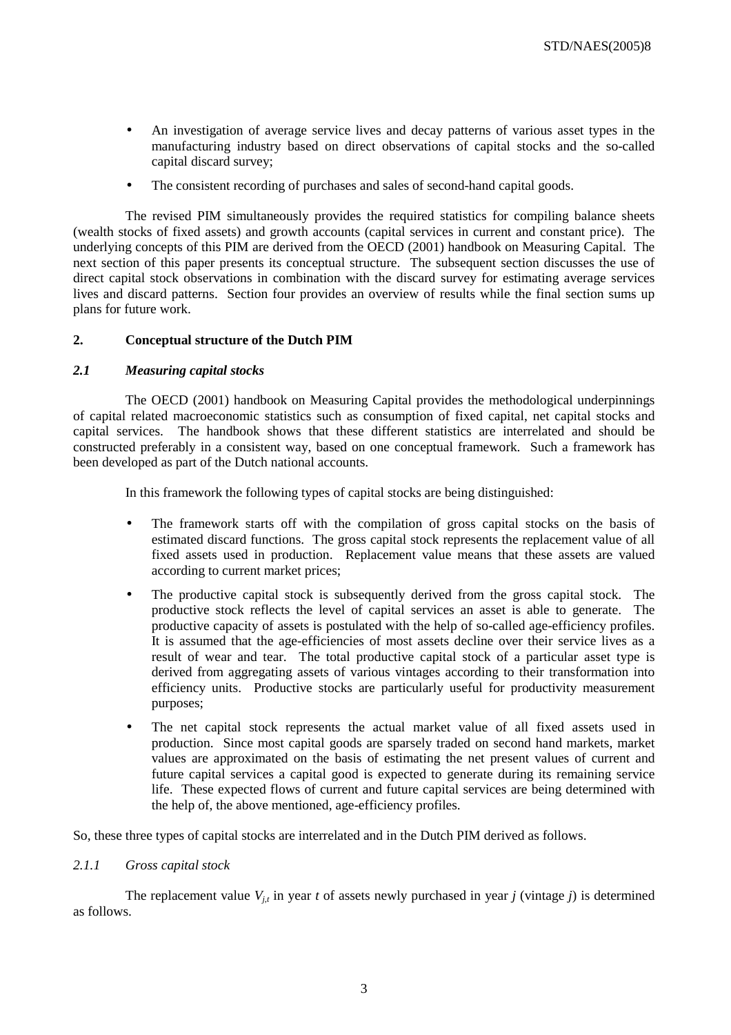- An investigation of average service lives and decay patterns of various asset types in the manufacturing industry based on direct observations of capital stocks and the so-called capital discard survey;
- The consistent recording of purchases and sales of second-hand capital goods.

The revised PIM simultaneously provides the required statistics for compiling balance sheets (wealth stocks of fixed assets) and growth accounts (capital services in current and constant price). The underlying concepts of this PIM are derived from the OECD (2001) handbook on Measuring Capital. The next section of this paper presents its conceptual structure. The subsequent section discusses the use of direct capital stock observations in combination with the discard survey for estimating average services lives and discard patterns. Section four provides an overview of results while the final section sums up plans for future work.

## 2. Conceptual structure of the Dutch PIM

### *2.1 Measuring capital stocks*

The OECD (2001) handbook on Measuring Capital provides the methodological underpinnings of capital related macroeconomic statistics such as consumption of fixed capital, net capital stocks and capital services. The handbook shows that these different statistics are interrelated and should be constructed preferably in a consistent way, based on one conceptual framework. Such a framework has been developed as part of the Dutch national accounts.

In this framework the following types of capital stocks are being distinguished:

- The framework starts off with the compilation of gross capital stocks on the basis of estimated discard functions. The gross capital stock represents the replacement value of all fixed assets used in production. Replacement value means that these assets are valued according to current market prices;
- The productive capital stock is subsequently derived from the gross capital stock. The productive stock reflects the level of capital services an asset is able to generate. The productive capacity of assets is postulated with the help of so-called age-efficiency profiles. It is assumed that the age-efficiencies of most assets decline over their service lives as a result of wear and tear. The total productive capital stock of a particular asset type is derived from aggregating assets of various vintages according to their transformation into efficiency units. Productive stocks are particularly useful for productivity measurement purposes;
- The net capital stock represents the actual market value of all fixed assets used in production. Since most capital goods are sparsely traded on second hand markets, market values are approximated on the basis of estimating the net present values of current and future capital services a capital good is expected to generate during its remaining service life. These expected flows of current and future capital services are being determined with the help of, the above mentioned, age-efficiency profiles.

So, these three types of capital stocks are interrelated and in the Dutch PIM derived as follows.

#### *2.1.1 Gross capital stock*

The replacement value $V_{j,t}$ in year $t$ of assets newly purchased in year $j$ (vintage $j$) is determined as follows.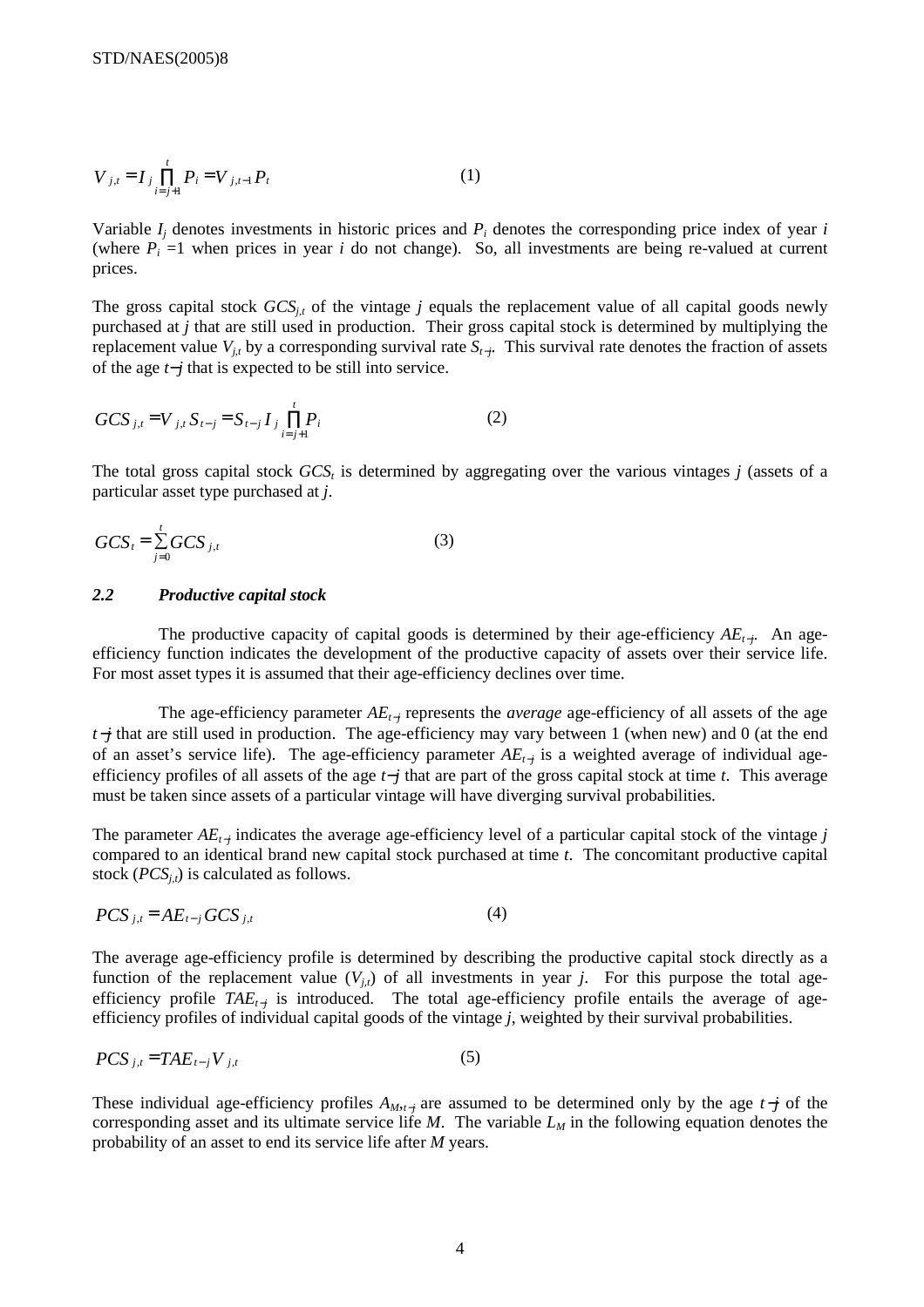$$V_{j,t} = I_j \prod_{i=j+1}^{t} P_i = V_{j,t-1} P_t \qquad (1)$$

Variable $I_j$ denotes investments in historic prices and $P_i$ denotes the corresponding price index of year $i$ (where $P_i = 1$ when prices in year $i$ do not change). So, all investments are being re-valued at current prices.

The gross capital stock $GCS_{j,t}$ of the vintage $j$ equals the replacement value of all capital goods newly purchased at $j$ that are still used in production. Their gross capital stock is determined by multiplying the replacement value $V_{j,t}$ by a corresponding survival rate $S_{t-j}$. This survival rate denotes the fraction of assets of the age $t-j$ that is expected to be still into service.

$$GCS_{j,t} = V_{j,t} S_{t-j} = S_{t-j} I_j \prod_{i=j+1}^{t} P_i \qquad (2)$$

The total gross capital stock $GCS_t$ is determined by aggregating over the various vintages $j$ (assets of a particular asset type purchased at $j$.

$$GCS_t = \sum_{j=0}^{t} GCS_{j,t} \qquad (3)$$

### *2.2 Productive capital stock*

The productive capacity of capital goods is determined by their age-efficiency $AE_{t-j}$. An age-efficiency function indicates the development of the productive capacity of assets over their service life. For most asset types it is assumed that their age-efficiency declines over time.

The age-efficiency parameter $AE_{t-j}$ represents the *average* age-efficiency of all assets of the age $t-j$ that are still used in production. The age-efficiency may vary between 1 (when new) and 0 (at the end of an asset's service life). The age-efficiency parameter $AE_{t-j}$ is a weighted average of individual age-efficiency profiles of all assets of the age $t-j$ that are part of the gross capital stock at time $t$. This average must be taken since assets of a particular vintage will have diverging survival probabilities.

The parameter $AE_{t-j}$ indicates the average age-efficiency level of a particular capital stock of the vintage $j$ compared to an identical brand new capital stock purchased at time $t$. The concomitant productive capital stock ($PCS_{j,t}$) is calculated as follows.

$$PCS_{j,t} = AE_{t-j} GCS_{j,t} \qquad (4)$$

The average age-efficiency profile is determined by describing the productive capital stock directly as a function of the replacement value ($V_{j,t}$) of all investments in year $j$. For this purpose the total age-efficiency profile $TAE_{t-j}$ is introduced. The total age-efficiency profile entails the average of age-efficiency profiles of individual capital goods of the vintage $j$, weighted by their survival probabilities.

$$PCS_{j,t} = TAE_{t-j} V_{j,t} \qquad (5)$$

These individual age-efficiency profiles $A_{M,t-j}$ are assumed to be determined only by the age $t-j$ of the corresponding asset and its ultimate service life $M$. The variable $L_M$ in the following equation denotes the probability of an asset to end its service life after $M$ years.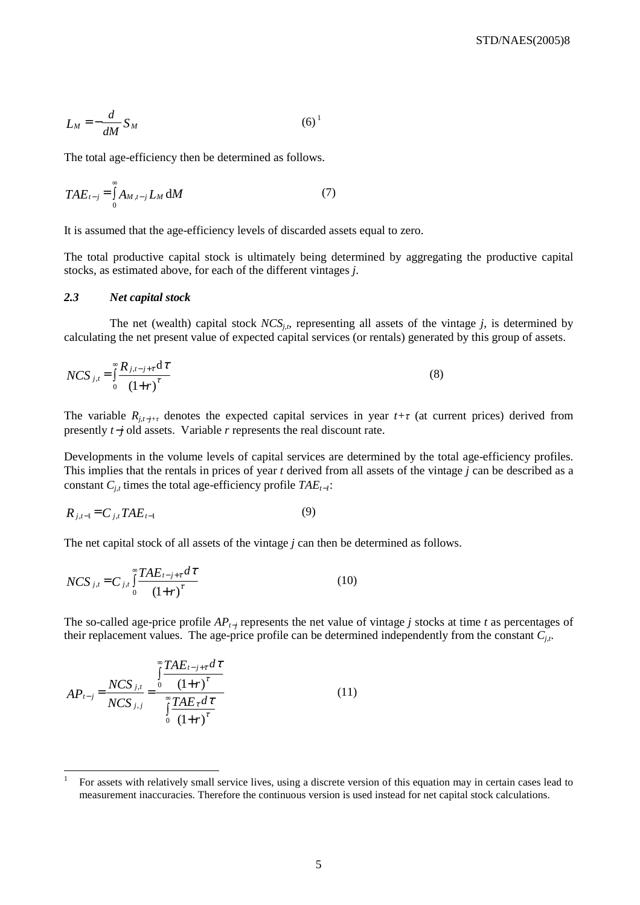$$L_M = -\frac{d}{dM} S_M \qquad (6)$$ [1]

The total age-efficiency then be determined as follows.

$$TAE_{t-j} = \int_0^\infty A_{M,t-j} L_M \, \mathrm{d}M \qquad (7)$$

It is assumed that the age-efficiency levels of discarded assets equal to zero.

The total productive capital stock is ultimately being determined by aggregating the productive capital stocks, as estimated above, for each of the different vintages *j*.

### *2.3 Net capital stock*

The net (wealth) capital stock $NCS_{j,t}$, representing all assets of the vintage *j*, is determined by calculating the net present value of expected capital services (or rentals) generated by this group of assets.

$$NCS_{j,t} = \int_0^\infty \frac{R_{j,t-j+\tau} \mathrm{d}\tau}{(1+r)^\tau} \qquad (8)$$

The variable $R_{j,t-j+\tau}$ denotes the expected capital services in year $t+\tau$ (at current prices) derived from presently $t-j$ old assets. Variable *r* represents the real discount rate.

Developments in the volume levels of capital services are determined by the total age-efficiency profiles. This implies that the rentals in prices of year *t* derived from all assets of the vintage *j* can be described as a constant $C_{j,t}$ times the total age-efficiency profile $TAE_{t-1}$:

$$R_{j,t-1} = C_{j,t} TAE_{t-1} \qquad (9)$$

The net capital stock of all assets of the vintage *j* can then be determined as follows.

$$NCS_{j,t} = C_{j,t} \int_0^\infty \frac{TAE_{t-j+\tau} d\tau}{(1+r)^\tau} \qquad (10)$$

The so-called age-price profile $AP_{t-j}$ represents the net value of vintage *j* stocks at time *t* as percentages of their replacement values. The age-price profile can be determined independently from the constant $C_{j,t}$.

$$AP_{t-j} = \frac{NCS_{j,t}}{NCS_{j,j}} = \frac{\int_0^\infty \frac{TAE_{t-j+\tau} d\tau}{(1+r)^\tau}}{\int_0^\infty \frac{TAE_\tau d\tau}{(1+r)^\tau}} \qquad (11)$$

---

[1] For assets with relatively small service lives, using a discrete version of this equation may in certain cases lead to measurement inaccuracies. Therefore the continuous version is used instead for net capital stock calculations.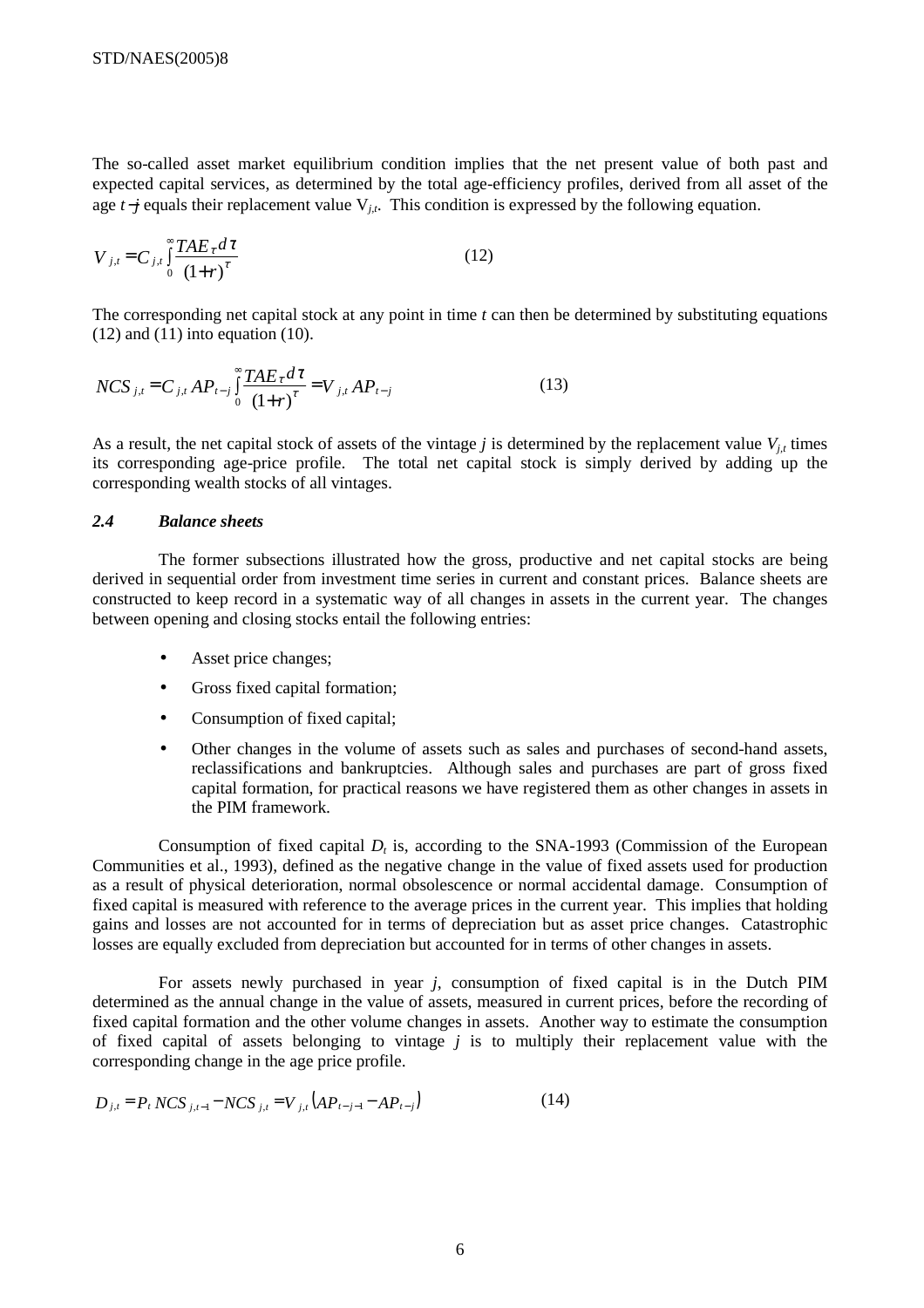The so-called asset market equilibrium condition implies that the net present value of both past and expected capital services, as determined by the total age-efficiency profiles, derived from all asset of the age $t-j$ equals their replacement value $V_{j,t}$. This condition is expressed by the following equation.

$$V_{j,t} = C_{j,t} \int_0^\infty \frac{TAE_\tau d\tau}{(1+r)^\tau} \qquad (12)$$

The corresponding net capital stock at any point in time $t$ can then be determined by substituting equations (12) and (11) into equation (10).

$$NCS_{j,t} = C_{j,t} AP_{t-j} \int_0^\infty \frac{TAE_\tau d\tau}{(1+r)^\tau} = V_{j,t} AP_{t-j} \qquad (13)$$

As a result, the net capital stock of assets of the vintage $j$ is determined by the replacement value $V_{j,t}$ times its corresponding age-price profile. The total net capital stock is simply derived by adding up the corresponding wealth stocks of all vintages.

### *2.4 Balance sheets*

The former subsections illustrated how the gross, productive and net capital stocks are being derived in sequential order from investment time series in current and constant prices. Balance sheets are constructed to keep record in a systematic way of all changes in assets in the current year. The changes between opening and closing stocks entail the following entries:

- Asset price changes;
- Gross fixed capital formation;
- Consumption of fixed capital;
- Other changes in the volume of assets such as sales and purchases of second-hand assets, reclassifications and bankruptcies. Although sales and purchases are part of gross fixed capital formation, for practical reasons we have registered them as other changes in assets in the PIM framework.

Consumption of fixed capital $D_t$ is, according to the SNA-1993 (Commission of the European Communities et al., 1993), defined as the negative change in the value of fixed assets used for production as a result of physical deterioration, normal obsolescence or normal accidental damage. Consumption of fixed capital is measured with reference to the average prices in the current year. This implies that holding gains and losses are not accounted for in terms of depreciation but as asset price changes. Catastrophic losses are equally excluded from depreciation but accounted for in terms of other changes in assets.

For assets newly purchased in year $j$, consumption of fixed capital is in the Dutch PIM determined as the annual change in the value of assets, measured in current prices, before the recording of fixed capital formation and the other volume changes in assets. Another way to estimate the consumption of fixed capital of assets belonging to vintage $j$ is to multiply their replacement value with the corresponding change in the age price profile.

$$D_{j,t} = P_t \, NCS_{j,t-1} - NCS_{j,t} = V_{j,t}\left(AP_{t-j-1} - AP_{t-j}\right) \qquad (14)$$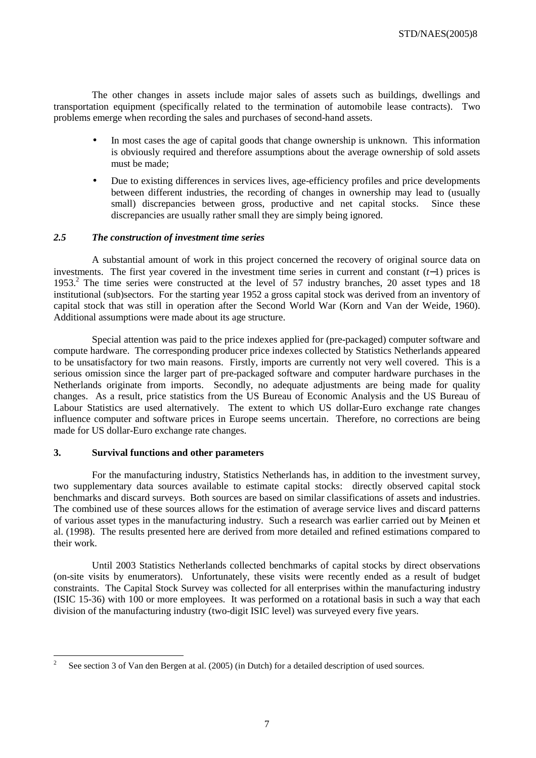The other changes in assets include major sales of assets such as buildings, dwellings and transportation equipment (specifically related to the termination of automobile lease contracts). Two problems emerge when recording the sales and purchases of second-hand assets.

- In most cases the age of capital goods that change ownership is unknown. This information is obviously required and therefore assumptions about the average ownership of sold assets must be made;
- Due to existing differences in services lives, age-efficiency profiles and price developments between different industries, the recording of changes in ownership may lead to (usually small) discrepancies between gross, productive and net capital stocks. Since these discrepancies are usually rather small they are simply being ignored.

### *2.5 The construction of investment time series*

A substantial amount of work in this project concerned the recovery of original source data on investments. The first year covered in the investment time series in current and constant ($t-1$) prices is 1953.[2] The time series were constructed at the level of 57 industry branches, 20 asset types and 18 institutional (sub)sectors. For the starting year 1952 a gross capital stock was derived from an inventory of capital stock that was still in operation after the Second World War (Korn and Van der Weide, 1960). Additional assumptions were made about its age structure.

Special attention was paid to the price indexes applied for (pre-packaged) computer software and compute hardware. The corresponding producer price indexes collected by Statistics Netherlands appeared to be unsatisfactory for two main reasons. Firstly, imports are currently not very well covered. This is a serious omission since the larger part of pre-packaged software and computer hardware purchases in the Netherlands originate from imports. Secondly, no adequate adjustments are being made for quality changes. As a result, price statistics from the US Bureau of Economic Analysis and the US Bureau of Labour Statistics are used alternatively. The extent to which US dollar-Euro exchange rate changes influence computer and software prices in Europe seems uncertain. Therefore, no corrections are being made for US dollar-Euro exchange rate changes.

## 3. Survival functions and other parameters

For the manufacturing industry, Statistics Netherlands has, in addition to the investment survey, two supplementary data sources available to estimate capital stocks: directly observed capital stock benchmarks and discard surveys. Both sources are based on similar classifications of assets and industries. The combined use of these sources allows for the estimation of average service lives and discard patterns of various asset types in the manufacturing industry. Such a research was earlier carried out by Meinen et al. (1998). The results presented here are derived from more detailed and refined estimations compared to their work.

Until 2003 Statistics Netherlands collected benchmarks of capital stocks by direct observations (on-site visits by enumerators). Unfortunately, these visits were recently ended as a result of budget constraints. The Capital Stock Survey was collected for all enterprises within the manufacturing industry (ISIC 15-36) with 100 or more employees. It was performed on a rotational basis in such a way that each division of the manufacturing industry (two-digit ISIC level) was surveyed every five years.

[2] See section 3 of Van den Bergen at al. (2005) (in Dutch) for a detailed description of used sources.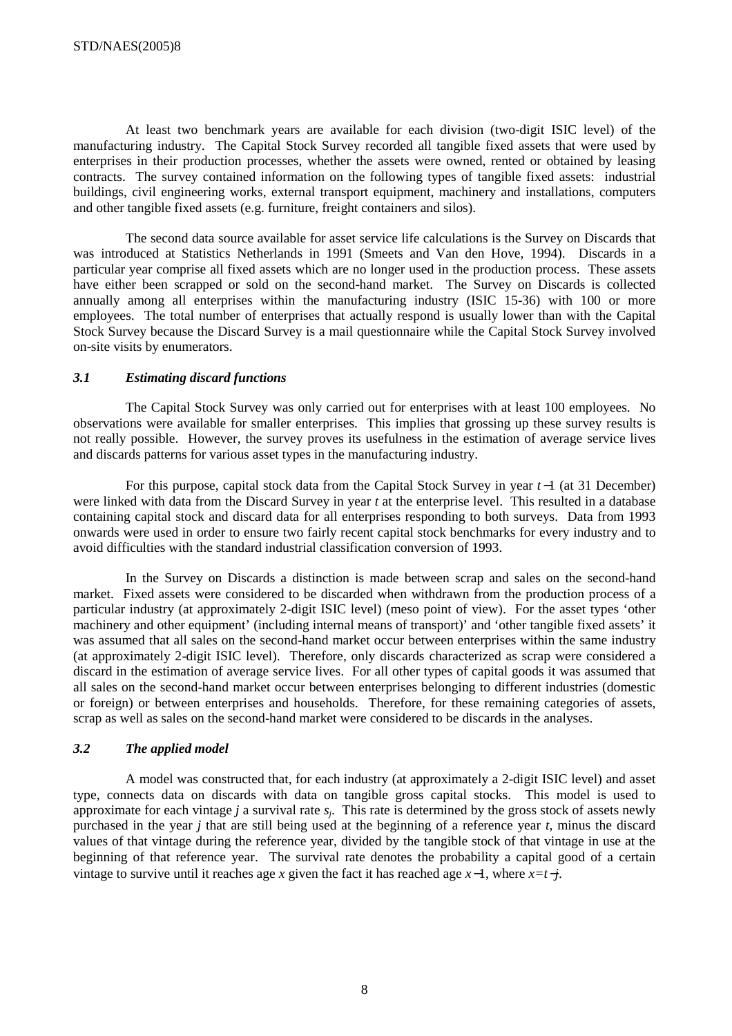At least two benchmark years are available for each division (two-digit ISIC level) of the manufacturing industry. The Capital Stock Survey recorded all tangible fixed assets that were used by enterprises in their production processes, whether the assets were owned, rented or obtained by leasing contracts. The survey contained information on the following types of tangible fixed assets: industrial buildings, civil engineering works, external transport equipment, machinery and installations, computers and other tangible fixed assets (e.g. furniture, freight containers and silos).

The second data source available for asset service life calculations is the Survey on Discards that was introduced at Statistics Netherlands in 1991 (Smeets and Van den Hove, 1994). Discards in a particular year comprise all fixed assets which are no longer used in the production process. These assets have either been scrapped or sold on the second-hand market. The Survey on Discards is collected annually among all enterprises within the manufacturing industry (ISIC 15-36) with 100 or more employees. The total number of enterprises that actually respond is usually lower than with the Capital Stock Survey because the Discard Survey is a mail questionnaire while the Capital Stock Survey involved on-site visits by enumerators.

### *3.1 Estimating discard functions*

The Capital Stock Survey was only carried out for enterprises with at least 100 employees. No observations were available for smaller enterprises. This implies that grossing up these survey results is not really possible. However, the survey proves its usefulness in the estimation of average service lives and discards patterns for various asset types in the manufacturing industry.

For this purpose, capital stock data from the Capital Stock Survey in year $t-1$ (at 31 December) were linked with data from the Discard Survey in year $t$ at the enterprise level. This resulted in a database containing capital stock and discard data for all enterprises responding to both surveys. Data from 1993 onwards were used in order to ensure two fairly recent capital stock benchmarks for every industry and to avoid difficulties with the standard industrial classification conversion of 1993.

In the Survey on Discards a distinction is made between scrap and sales on the second-hand market. Fixed assets were considered to be discarded when withdrawn from the production process of a particular industry (at approximately 2-digit ISIC level) (meso point of view). For the asset types 'other machinery and other equipment' (including internal means of transport)' and 'other tangible fixed assets' it was assumed that all sales on the second-hand market occur between enterprises within the same industry (at approximately 2-digit ISIC level). Therefore, only discards characterized as scrap were considered a discard in the estimation of average service lives. For all other types of capital goods it was assumed that all sales on the second-hand market occur between enterprises belonging to different industries (domestic or foreign) or between enterprises and households. Therefore, for these remaining categories of assets, scrap as well as sales on the second-hand market were considered to be discards in the analyses.

### *3.2 The applied model*

A model was constructed that, for each industry (at approximately a 2-digit ISIC level) and asset type, connects data on discards with data on tangible gross capital stocks. This model is used to approximate for each vintage $j$ a survival rate $s_j$. This rate is determined by the gross stock of assets newly purchased in the year $j$ that are still being used at the beginning of a reference year $t$, minus the discard values of that vintage during the reference year, divided by the tangible stock of that vintage in use at the beginning of that reference year. The survival rate denotes the probability a capital good of a certain vintage to survive until it reaches age $x$ given the fact it has reached age $x-1$, where $x=t-j$.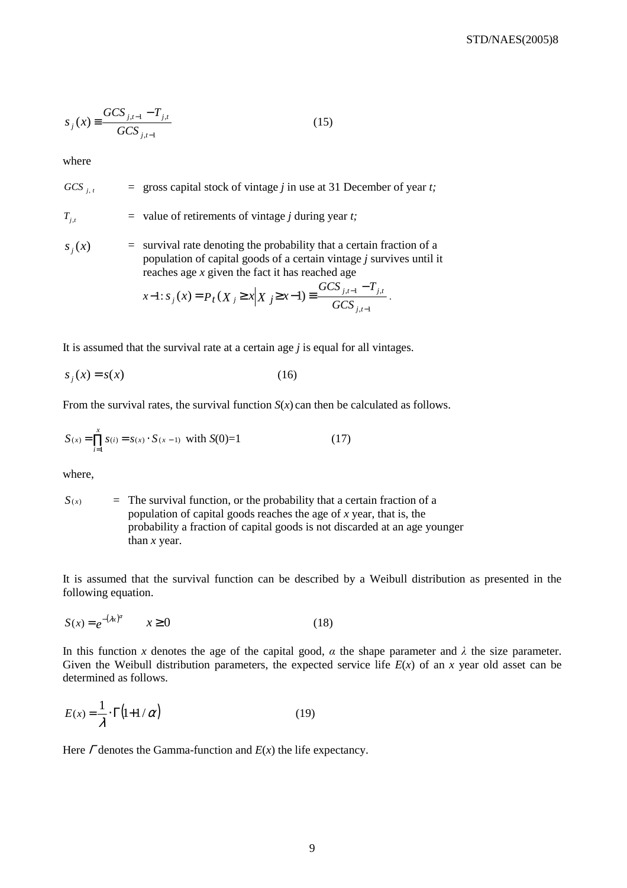$$s_j(x) \equiv \frac{GCS_{j,t-1} - T_{j,t}}{GCS_{j,t-1}} \qquad (15)$$

where

$GCS_{j,t}$ = gross capital stock of vintage *j* in use at 31 December of year *t;*

$T_{j,t}$ = value of retirements of vintage *j* during year *t;*

$s_j(x)$ = survival rate denoting the probability that a certain fraction of a population of capital goods of a certain vintage *j* survives until it reaches age *x* given the fact it has reached age $x-1: s_j(x) = P_t(X_j \geq x \mid X_j \geq x-1) \equiv \frac{GCS_{j,t-1} - T_{j,t}}{GCS_{j,t-1}}$.

It is assumed that the survival rate at a certain age *j* is equal for all vintages.

$$s_j(x) = s(x) \qquad (16)$$

From the survival rates, the survival function $S(x)$ can then be calculated as follows.

$$S(x) = \prod_{i=1}^{x} s(i) = s(x) \cdot S(x-1) \text{ with } S(0)=1 \qquad (17)$$

where,

$S(x)$ = The survival function, or the probability that a certain fraction of a population of capital goods reaches the age of *x* year, that is, the probability a fraction of capital goods is not discarded at an age younger than *x* year.

It is assumed that the survival function can be described by a Weibull distribution as presented in the following equation.

$$S(x) = e^{-(\lambda x)^{\alpha}} \qquad x \geq 0 \qquad (18)$$

In this function *x* denotes the age of the capital good, $\alpha$ the shape parameter and $\lambda$ the size parameter. Given the Weibull distribution parameters, the expected service life $E(x)$ of an *x* year old asset can be determined as follows.

$$E(x) = \frac{1}{\lambda} \cdot \Gamma(1 + 1/\alpha) \qquad (19)$$

Here $\Gamma$ denotes the Gamma-function and $E(x)$ the life expectancy.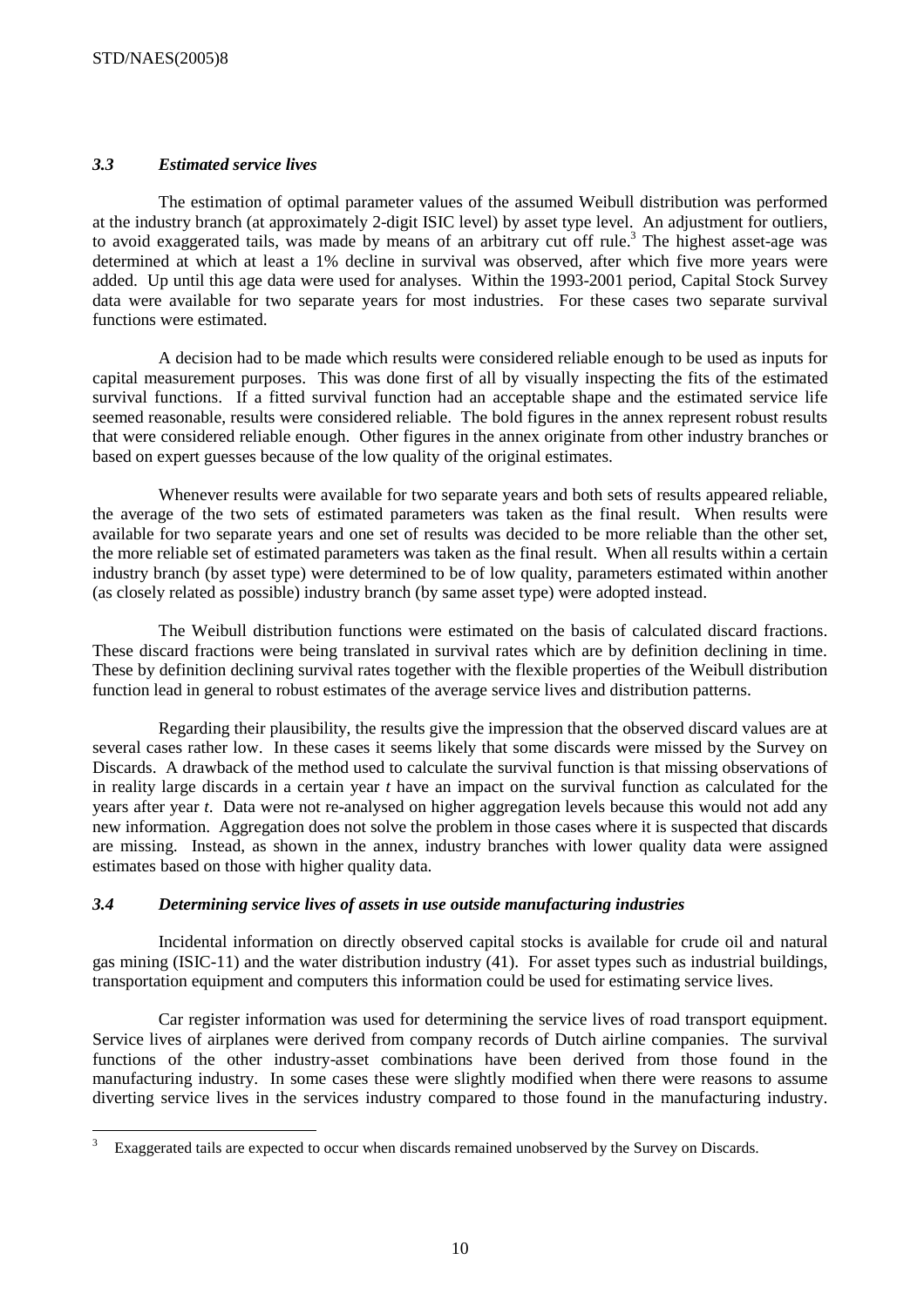### *3.3 Estimated service lives*

The estimation of optimal parameter values of the assumed Weibull distribution was performed at the industry branch (at approximately 2-digit ISIC level) by asset type level. An adjustment for outliers, to avoid exaggerated tails, was made by means of an arbitrary cut off rule.[3] The highest asset-age was determined at which at least a 1% decline in survival was observed, after which five more years were added. Up until this age data were used for analyses. Within the 1993-2001 period, Capital Stock Survey data were available for two separate years for most industries. For these cases two separate survival functions were estimated.

A decision had to be made which results were considered reliable enough to be used as inputs for capital measurement purposes. This was done first of all by visually inspecting the fits of the estimated survival functions. If a fitted survival function had an acceptable shape and the estimated service life seemed reasonable, results were considered reliable. The bold figures in the annex represent robust results that were considered reliable enough. Other figures in the annex originate from other industry branches or based on expert guesses because of the low quality of the original estimates.

Whenever results were available for two separate years and both sets of results appeared reliable, the average of the two sets of estimated parameters was taken as the final result. When results were available for two separate years and one set of results was decided to be more reliable than the other set, the more reliable set of estimated parameters was taken as the final result. When all results within a certain industry branch (by asset type) were determined to be of low quality, parameters estimated within another (as closely related as possible) industry branch (by same asset type) were adopted instead.

The Weibull distribution functions were estimated on the basis of calculated discard fractions. These discard fractions were being translated in survival rates which are by definition declining in time. These by definition declining survival rates together with the flexible properties of the Weibull distribution function lead in general to robust estimates of the average service lives and distribution patterns.

Regarding their plausibility, the results give the impression that the observed discard values are at several cases rather low. In these cases it seems likely that some discards were missed by the Survey on Discards. A drawback of the method used to calculate the survival function is that missing observations of in reality large discards in a certain year $t$ have an impact on the survival function as calculated for the years after year $t$. Data were not re-analysed on higher aggregation levels because this would not add any new information. Aggregation does not solve the problem in those cases where it is suspected that discards are missing. Instead, as shown in the annex, industry branches with lower quality data were assigned estimates based on those with higher quality data.

### *3.4 Determining service lives of assets in use outside manufacturing industries*

Incidental information on directly observed capital stocks is available for crude oil and natural gas mining (ISIC-11) and the water distribution industry (41). For asset types such as industrial buildings, transportation equipment and computers this information could be used for estimating service lives.

Car register information was used for determining the service lives of road transport equipment. Service lives of airplanes were derived from company records of Dutch airline companies. The survival functions of the other industry-asset combinations have been derived from those found in the manufacturing industry. In some cases these were slightly modified when there were reasons to assume diverting service lives in the services industry compared to those found in the manufacturing industry.

---

[3] Exaggerated tails are expected to occur when discards remained unobserved by the Survey on Discards.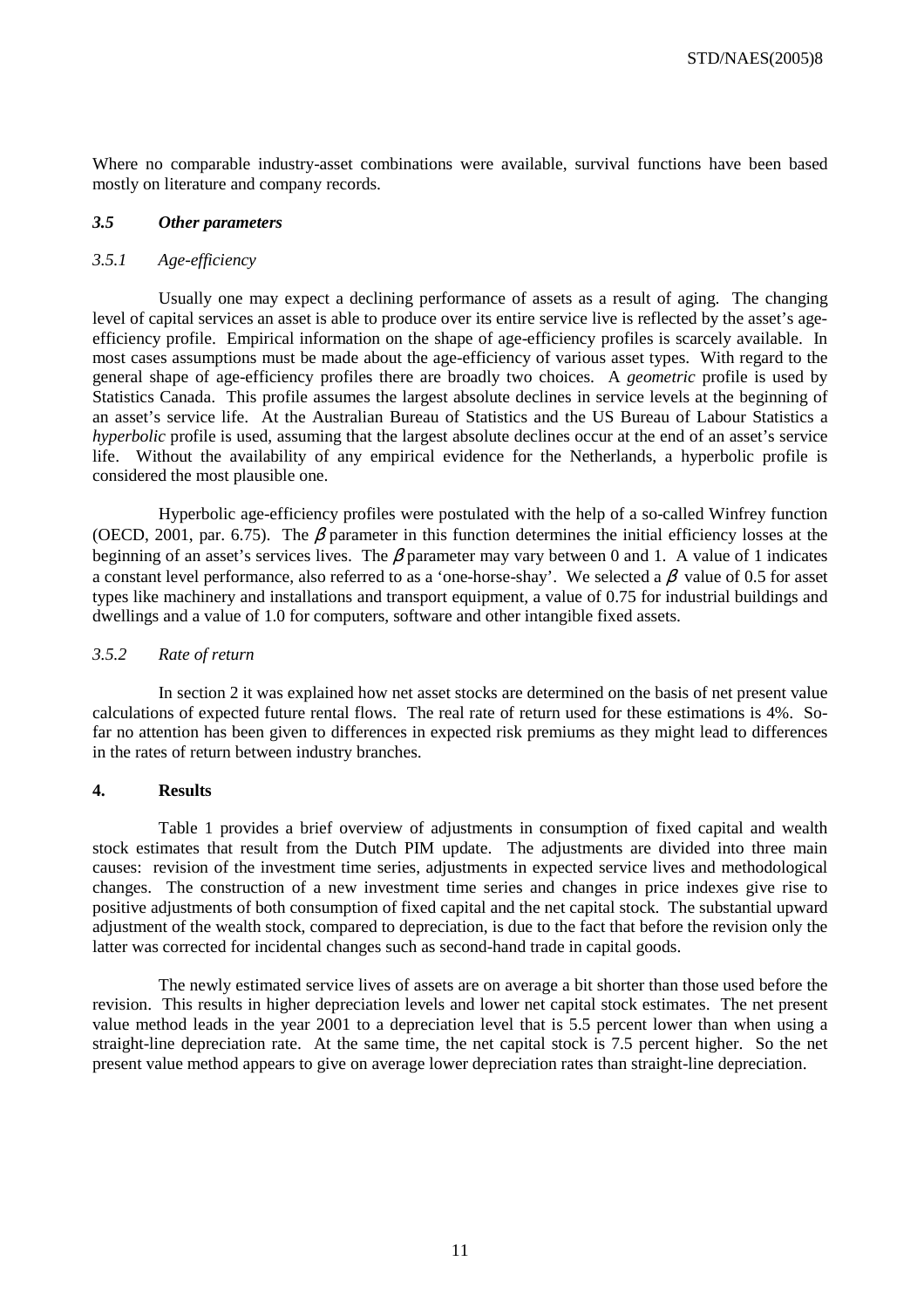Where no comparable industry-asset combinations were available, survival functions have been based mostly on literature and company records.

### *3.5 Other parameters*

#### *3.5.1 Age-efficiency*

Usually one may expect a declining performance of assets as a result of aging. The changing level of capital services an asset is able to produce over its entire service live is reflected by the asset's age-efficiency profile. Empirical information on the shape of age-efficiency profiles is scarcely available. In most cases assumptions must be made about the age-efficiency of various asset types. With regard to the general shape of age-efficiency profiles there are broadly two choices. A *geometric* profile is used by Statistics Canada. This profile assumes the largest absolute declines in service levels at the beginning of an asset's service life. At the Australian Bureau of Statistics and the US Bureau of Labour Statistics a *hyperbolic* profile is used, assuming that the largest absolute declines occur at the end of an asset's service life. Without the availability of any empirical evidence for the Netherlands, a hyperbolic profile is considered the most plausible one.

Hyperbolic age-efficiency profiles were postulated with the help of a so-called Winfrey function (OECD, 2001, par. 6.75). The $\beta$ parameter in this function determines the initial efficiency losses at the beginning of an asset's services lives. The $\beta$ parameter may vary between 0 and 1. A value of 1 indicates a constant level performance, also referred to as a 'one-horse-shay'. We selected a $\beta$ value of 0.5 for asset types like machinery and installations and transport equipment, a value of 0.75 for industrial buildings and dwellings and a value of 1.0 for computers, software and other intangible fixed assets.

#### *3.5.2 Rate of return*

In section 2 it was explained how net asset stocks are determined on the basis of net present value calculations of expected future rental flows. The real rate of return used for these estimations is 4%. So-far no attention has been given to differences in expected risk premiums as they might lead to differences in the rates of return between industry branches.

## 4. Results

Table 1 provides a brief overview of adjustments in consumption of fixed capital and wealth stock estimates that result from the Dutch PIM update. The adjustments are divided into three main causes: revision of the investment time series, adjustments in expected service lives and methodological changes. The construction of a new investment time series and changes in price indexes give rise to positive adjustments of both consumption of fixed capital and the net capital stock. The substantial upward adjustment of the wealth stock, compared to depreciation, is due to the fact that before the revision only the latter was corrected for incidental changes such as second-hand trade in capital goods.

The newly estimated service lives of assets are on average a bit shorter than those used before the revision. This results in higher depreciation levels and lower net capital stock estimates. The net present value method leads in the year 2001 to a depreciation level that is 5.5 percent lower than when using a straight-line depreciation rate. At the same time, the net capital stock is 7.5 percent higher. So the net present value method appears to give on average lower depreciation rates than straight-line depreciation.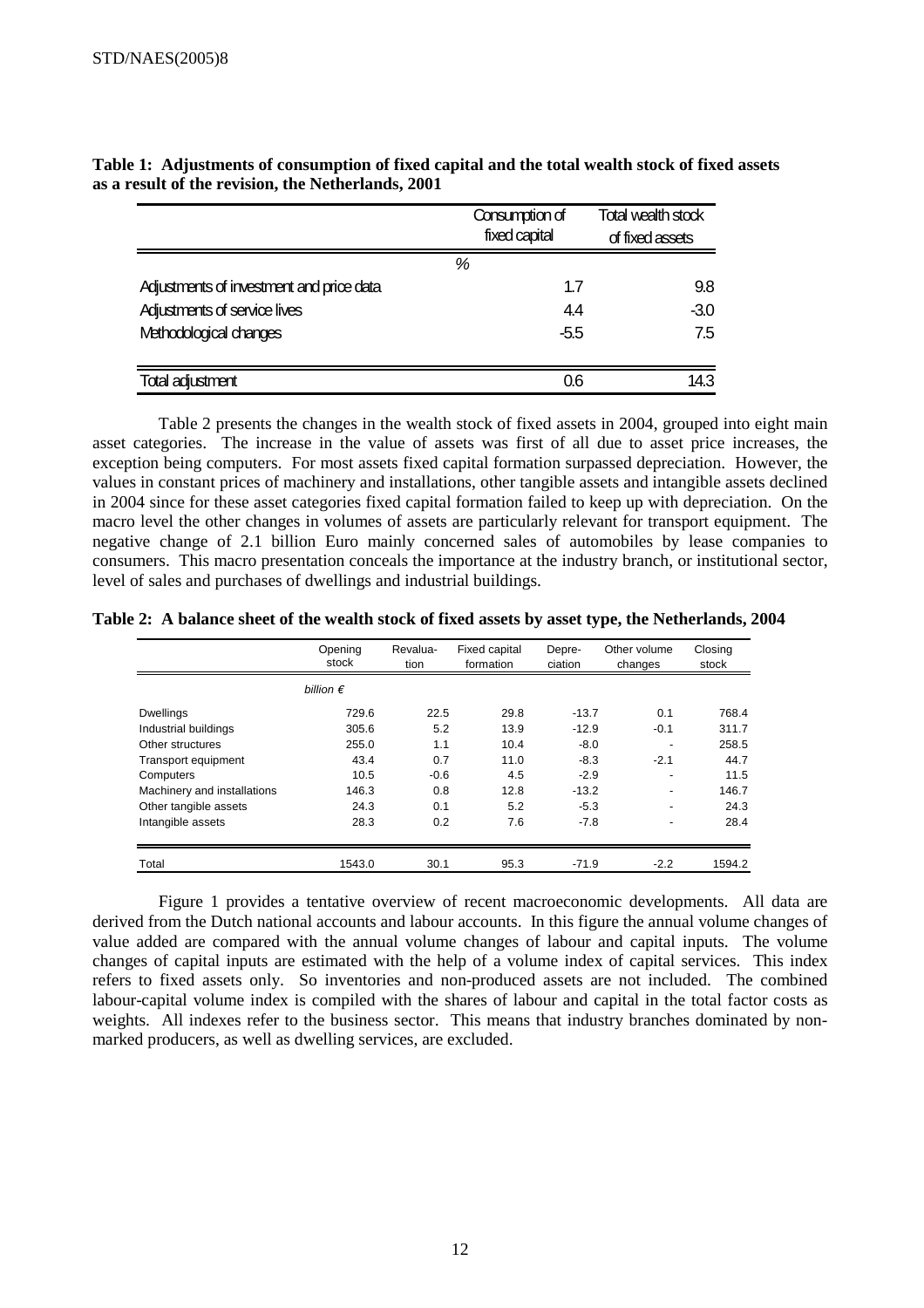**Table 1: Adjustments of consumption of fixed capital and the total wealth stock of fixed assets as a result of the revision, the Netherlands, 2001**

| | Consumption of fixed capital | Total wealth stock of fixed assets |
|---|---|---|
| | % | |
| Adjustments of investment and price data | 1.7 | 9.8 |
| Adjustments of service lives | 4.4 | -3.0 |
| Methodological changes | -5.5 | 7.5 |
| Total adjustment | 0.6 | 14.3 |

Table 2 presents the changes in the wealth stock of fixed assets in 2004, grouped into eight main asset categories. The increase in the value of assets was first of all due to asset price increases, the exception being computers. For most assets fixed capital formation surpassed depreciation. However, the values in constant prices of machinery and installations, other tangible assets and intangible assets declined in 2004 since for these asset categories fixed capital formation failed to keep up with depreciation. On the macro level the other changes in volumes of assets are particularly relevant for transport equipment. The negative change of 2.1 billion Euro mainly concerned sales of automobiles by lease companies to consumers. This macro presentation conceals the importance at the industry branch, or institutional sector, level of sales and purchases of dwellings and industrial buildings.

**Table 2: A balance sheet of the wealth stock of fixed assets by asset type, the Netherlands, 2004**

| | Opening stock | Revalua-tion | Fixed capital formation | Depre-ciation | Other volume changes | Closing stock |
|---|---|---|---|---|---|---|
| | *billion €* | | | | | |
| Dwellings | 729.6 | 22.5 | 29.8 | -13.7 | 0.1 | 768.4 |
| Industrial buildings | 305.6 | 5.2 | 13.9 | -12.9 | -0.1 | 311.7 |
| Other structures | 255.0 | 1.1 | 10.4 | -8.0 | - | 258.5 |
| Transport equipment | 43.4 | 0.7 | 11.0 | -8.3 | -2.1 | 44.7 |
| Computers | 10.5 | -0.6 | 4.5 | -2.9 | - | 11.5 |
| Machinery and installations | 146.3 | 0.8 | 12.8 | -13.2 | - | 146.7 |
| Other tangible assets | 24.3 | 0.1 | 5.2 | -5.3 | - | 24.3 |
| Intangible assets | 28.3 | 0.2 | 7.6 | -7.8 | - | 28.4 |
| Total | 1543.0 | 30.1 | 95.3 | -71.9 | -2.2 | 1594.2 |

Figure 1 provides a tentative overview of recent macroeconomic developments. All data are derived from the Dutch national accounts and labour accounts. In this figure the annual volume changes of value added are compared with the annual volume changes of labour and capital inputs. The volume changes of capital inputs are estimated with the help of a volume index of capital services. This index refers to fixed assets only. So inventories and non-produced assets are not included. The combined labour-capital volume index is compiled with the shares of labour and capital in the total factor costs as weights. All indexes refer to the business sector. This means that industry branches dominated by non-marked producers, as well as dwelling services, are excluded.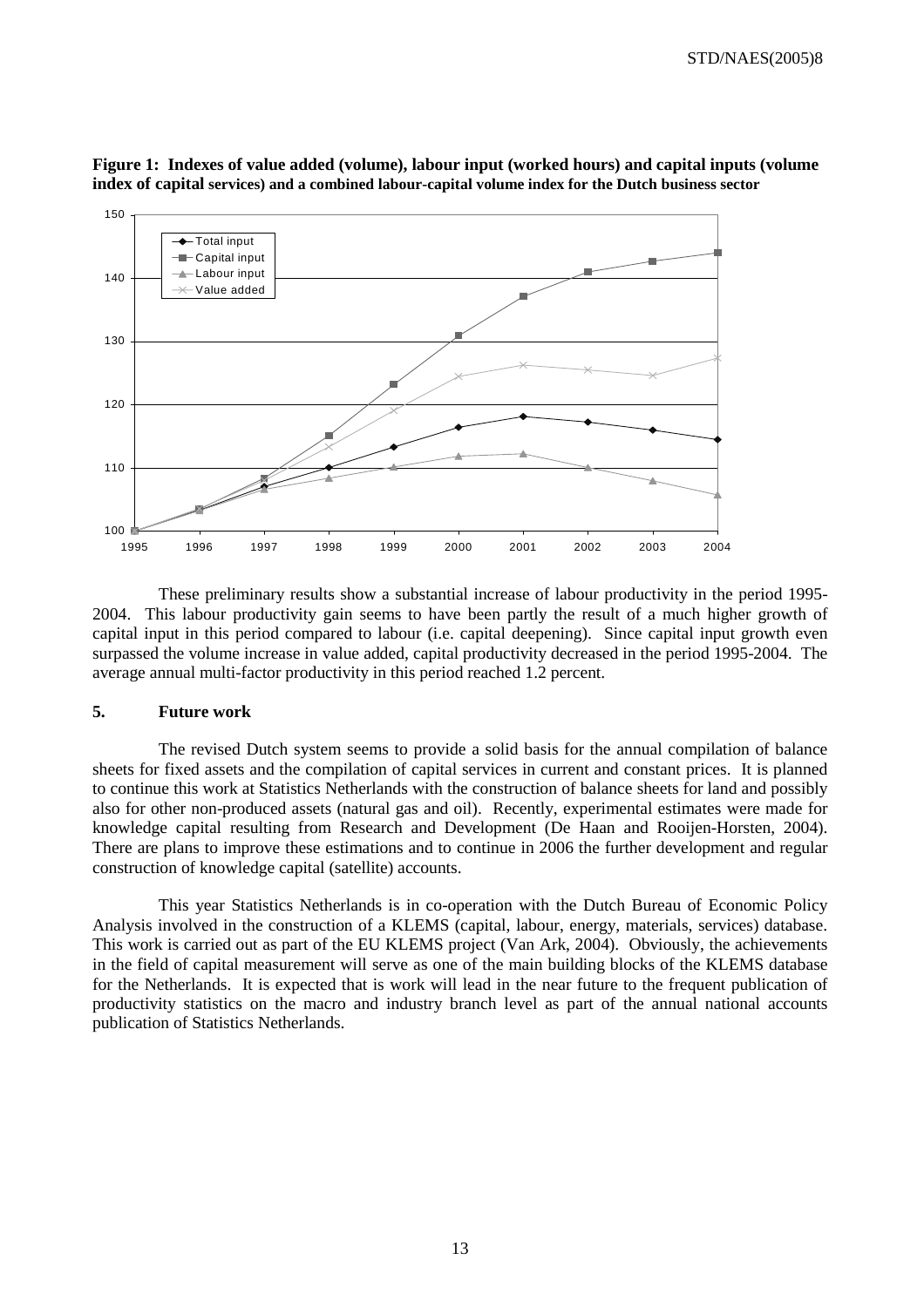**Figure 1: Indexes of value added (volume), labour input (worked hours) and capital inputs (volume index of capital services) and a combined labour-capital volume index for the Dutch business sector**

These preliminary results show a substantial increase of labour productivity in the period 1995-2004. This labour productivity gain seems to have been partly the result of a much higher growth of capital input in this period compared to labour (i.e. capital deepening). Since capital input growth even surpassed the volume increase in value added, capital productivity decreased in the period 1995-2004. The average annual multi-factor productivity in this period reached 1.2 percent.

## 5. Future work

The revised Dutch system seems to provide a solid basis for the annual compilation of balance sheets for fixed assets and the compilation of capital services in current and constant prices. It is planned to continue this work at Statistics Netherlands with the construction of balance sheets for land and possibly also for other non-produced assets (natural gas and oil). Recently, experimental estimates were made for knowledge capital resulting from Research and Development (De Haan and Rooijen-Horsten, 2004). There are plans to improve these estimations and to continue in 2006 the further development and regular construction of knowledge capital (satellite) accounts.

This year Statistics Netherlands is in co-operation with the Dutch Bureau of Economic Policy Analysis involved in the construction of a KLEMS (capital, labour, energy, materials, services) database. This work is carried out as part of the EU KLEMS project (Van Ark, 2004). Obviously, the achievements in the field of capital measurement will serve as one of the main building blocks of the KLEMS database for the Netherlands. It is expected that is work will lead in the near future to the frequent publication of productivity statistics on the macro and industry branch level as part of the annual national accounts publication of Statistics Netherlands.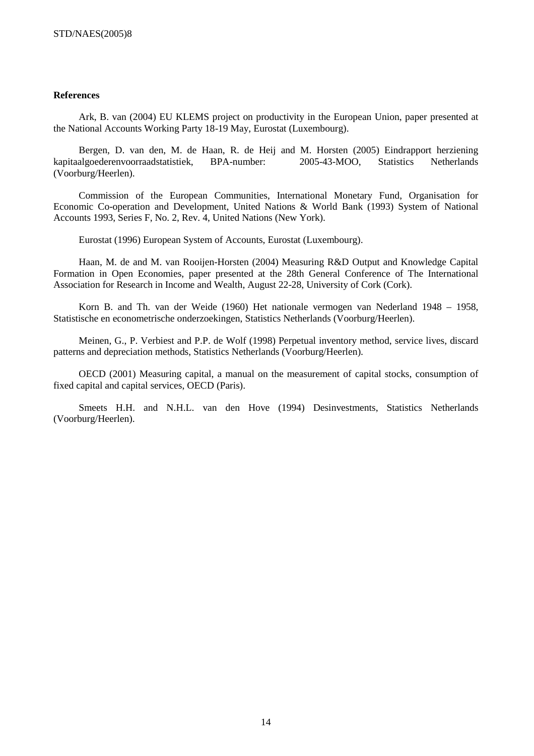**References**

Ark, B. van (2004) EU KLEMS project on productivity in the European Union, paper presented at the National Accounts Working Party 18-19 May, Eurostat (Luxembourg).

Bergen, D. van den, M. de Haan, R. de Heij and M. Horsten (2005) Eindrapport herziening kapitaalgoederenvoorraadstatistiek, BPA-number: 2005-43-MOO, Statistics Netherlands (Voorburg/Heerlen).

Commission of the European Communities, International Monetary Fund, Organisation for Economic Co-operation and Development, United Nations & World Bank (1993) System of National Accounts 1993, Series F, No. 2, Rev. 4, United Nations (New York).

Eurostat (1996) European System of Accounts, Eurostat (Luxembourg).

Haan, M. de and M. van Rooijen-Horsten (2004) Measuring R&D Output and Knowledge Capital Formation in Open Economies, paper presented at the 28th General Conference of The International Association for Research in Income and Wealth, August 22-28, University of Cork (Cork).

Korn B. and Th. van der Weide (1960) Het nationale vermogen van Nederland 1948 – 1958, Statistische en econometrische onderzoekingen, Statistics Netherlands (Voorburg/Heerlen).

Meinen, G., P. Verbiest and P.P. de Wolf (1998) Perpetual inventory method, service lives, discard patterns and depreciation methods, Statistics Netherlands (Voorburg/Heerlen).

OECD (2001) Measuring capital, a manual on the measurement of capital stocks, consumption of fixed capital and capital services, OECD (Paris).

Smeets H.H. and N.H.L. van den Hove (1994) Desinvestments, Statistics Netherlands (Voorburg/Heerlen).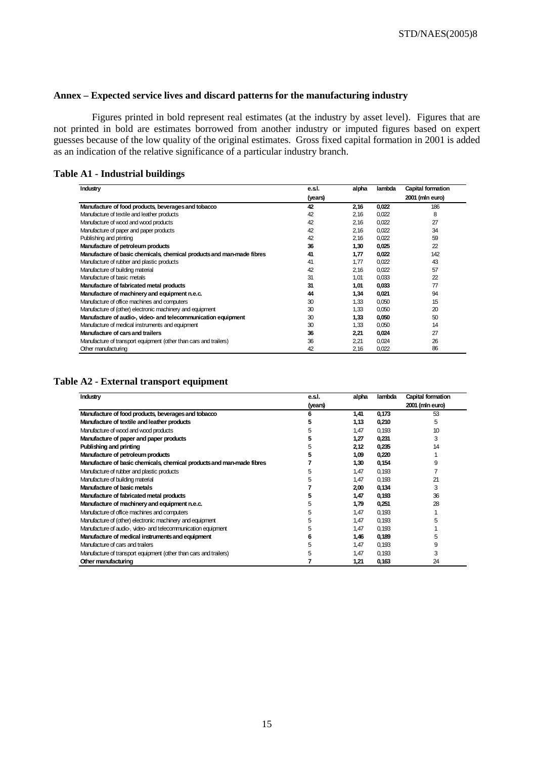## Annex – Expected service lives and discard patterns for the manufacturing industry

Figures printed in bold represent real estimates (at the industry by asset level). Figures that are not printed in bold are estimates borrowed from another industry or imputed figures based on expert guesses because of the low quality of the original estimates. Gross fixed capital formation in 2001 is added as an indication of the relative significance of a particular industry branch.

### Table A1 - Industrial buildings

| Industry | e.s.l. (years) | alpha | lambda | Capital formation 2001 (mln euro) |
|---|---|---|---|---|
| **Manufacture of food products, beverages and tobacco** | **42** | **2,16** | **0,022** | 186 |
| Manufacture of textile and leather products | 42 | 2,16 | 0,022 | 8 |
| Manufacture of wood and wood products | 42 | 2,16 | 0,022 | 27 |
| Manufacture of paper and paper products | 42 | 2,16 | 0,022 | 34 |
| Publishing and printing | 42 | 2,16 | 0,022 | 59 |
| **Manufacture of petroleum products** | **36** | **1,30** | **0,025** | 22 |
| **Manufacture of basic chemicals, chemical products and man-made fibres** | **41** | **1,77** | **0,022** | 142 |
| Manufacture of rubber and plastic products | 41 | 1,77 | 0,022 | 43 |
| Manufacture of building material | 42 | 2,16 | 0,022 | 57 |
| Manufacture of basic metals | 31 | 1,01 | 0,033 | 22 |
| **Manufacture of fabricated metal products** | **31** | **1,01** | **0,033** | 77 |
| **Manufacture of machinery and equipment n.e.c.** | **44** | **1,34** | **0,021** | 94 |
| Manufacture of office machines and computers | 30 | 1,33 | 0,050 | 15 |
| Manufacture of (other) electronic machinery and equipment | 30 | 1,33 | 0,050 | 20 |
| **Manufacture of audio-, video- and telecommunication equipment** | **30** | **1,33** | **0,050** | 50 |
| Manufacture of medical instruments and equipment | 30 | 1,33 | 0,050 | 14 |
| **Manufacture of cars and trailers** | **36** | **2,21** | **0,024** | 27 |
| Manufacture of transport equipment (other than cars and trailers) | 36 | 2,21 | 0,024 | 26 |
| Other manufacturing | 42 | 2,16 | 0,022 | 86 |

### Table A2 - External transport equipment

| Industry | e.s.l. (years) | alpha | lambda | Capital formation 2001 (mln euro) |
|---|---|---|---|---|
| **Manufacture of food products, beverages and tobacco** | **6** | **1,41** | **0,173** | 53 |
| **Manufacture of textile and leather products** | **5** | **1,13** | **0,210** | 5 |
| Manufacture of wood and wood products | 5 | 1,47 | 0,193 | 10 |
| **Manufacture of paper and paper products** | **5** | **1,27** | **0,231** | 3 |
| **Publishing and printing** | 5 | **2,12** | **0,235** | 14 |
| **Manufacture of petroleum products** | **5** | **1,09** | **0,220** | 1 |
| **Manufacture of basic chemicals, chemical products and man-made fibres** | **7** | **1,30** | **0,154** | 9 |
| Manufacture of rubber and plastic products | 5 | 1,47 | 0,193 | 7 |
| Manufacture of building material | 5 | 1,47 | 0,193 | 21 |
| **Manufacture of basic metals** | **7** | **2,00** | **0,134** | 3 |
| **Manufacture of fabricated metal products** | **5** | **1,47** | **0,193** | 36 |
| **Manufacture of machinery and equipment n.e.c.** | 5 | **1,79** | **0,251** | 28 |
| Manufacture of office machines and computers | 5 | 1,47 | 0,193 | 1 |
| Manufacture of (other) electronic machinery and equipment | 5 | 1,47 | 0,193 | 5 |
| Manufacture of audio-, video- and telecommunication equipment | 5 | 1,47 | 0,193 | 1 |
| **Manufacture of medical instruments and equipment** | **6** | **1,46** | **0,189** | 5 |
| Manufacture of cars and trailers | 5 | 1,47 | 0,193 | 9 |
| Manufacture of transport equipment (other than cars and trailers) | 5 | 1,47 | 0,193 | 3 |
| **Other manufacturing** | **7** | **1,21** | **0,163** | 24 |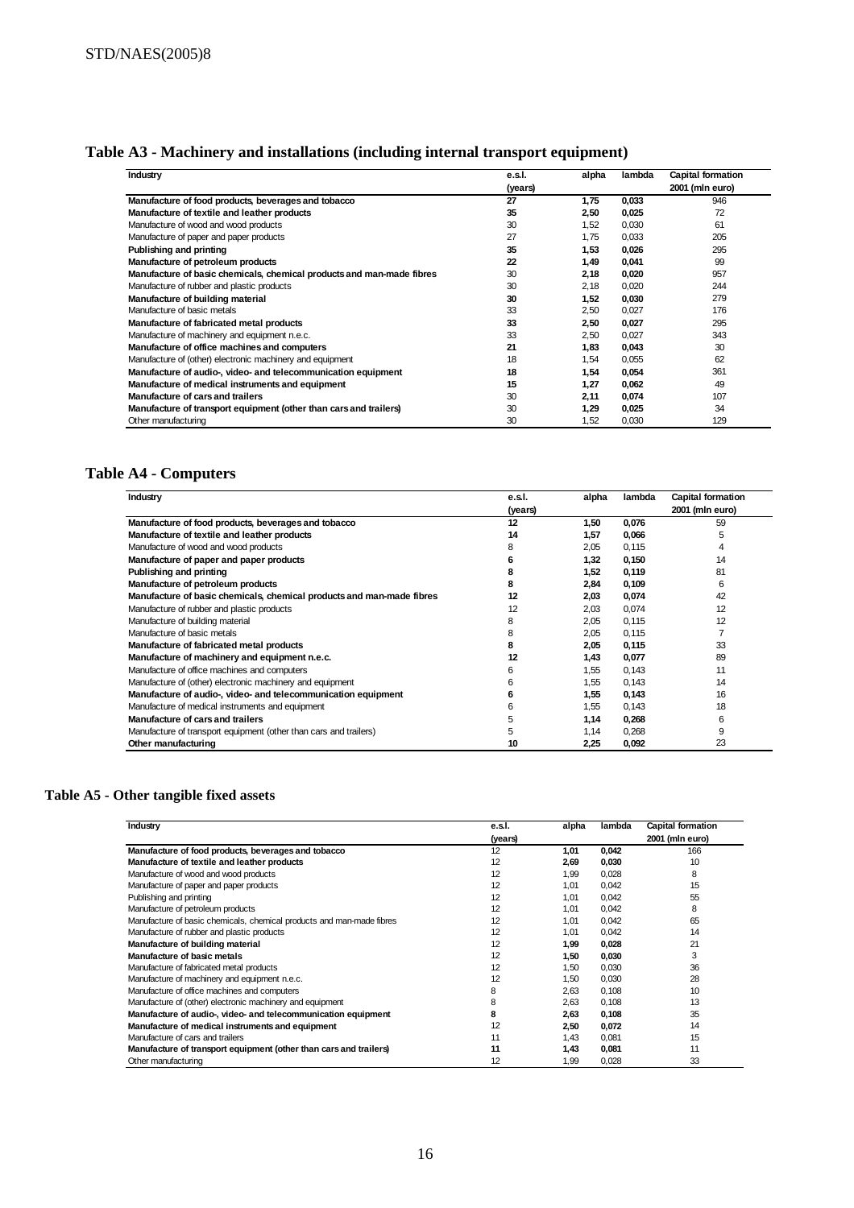## Table A3 - Machinery and installations (including internal transport equipment)

| Industry | e.s.l. (years) | alpha | lambda | Capital formation 2001 (mln euro) |
|---|---|---|---|---|
| **Manufacture of food products, beverages and tobacco** | **27** | **1,75** | **0,033** | 946 |
| **Manufacture of textile and leather products** | **35** | **2,50** | **0,025** | 72 |
| Manufacture of wood and wood products | 30 | 1,52 | 0,030 | 61 |
| Manufacture of paper and paper products | 27 | 1,75 | 0,033 | 205 |
| **Publishing and printing** | **35** | **1,53** | **0,026** | 295 |
| **Manufacture of petroleum products** | **22** | **1,49** | **0,041** | 99 |
| **Manufacture of basic chemicals, chemical products and man-made fibres** | 30 | **2,18** | **0,020** | 957 |
| Manufacture of rubber and plastic products | 30 | 2,18 | 0,020 | 244 |
| **Manufacture of building material** | **30** | **1,52** | **0,030** | 279 |
| Manufacture of basic metals | 33 | 2,50 | 0,027 | 176 |
| **Manufacture of fabricated metal products** | **33** | **2,50** | **0,027** | 295 |
| Manufacture of machinery and equipment n.e.c. | 33 | 2,50 | 0,027 | 343 |
| **Manufacture of office machines and computers** | **21** | **1,83** | **0,043** | 30 |
| Manufacture of (other) electronic machinery and equipment | 18 | 1,54 | 0,055 | 62 |
| **Manufacture of audio-, video- and telecommunication equipment** | **18** | **1,54** | **0,054** | 361 |
| **Manufacture of medical instruments and equipment** | **15** | **1,27** | **0,062** | 49 |
| **Manufacture of cars and trailers** | 30 | **2,11** | **0,074** | 107 |
| **Manufacture of transport equipment (other than cars and trailers)** | 30 | **1,29** | **0,025** | 34 |
| Other manufacturing | 30 | 1,52 | 0,030 | 129 |

## Table A4 - Computers

| Industry | e.s.l. (years) | alpha | lambda | Capital formation 2001 (mln euro) |
|---|---|---|---|---|
| **Manufacture of food products, beverages and tobacco** | **12** | **1,50** | **0,076** | 59 |
| **Manufacture of textile and leather products** | **14** | **1,57** | **0,066** | 5 |
| Manufacture of wood and wood products | 8 | 2,05 | 0,115 | 4 |
| **Manufacture of paper and paper products** | **6** | **1,32** | **0,150** | 14 |
| **Publishing and printing** | **8** | **1,52** | **0,119** | 81 |
| **Manufacture of petroleum products** | **8** | **2,84** | **0,109** | 6 |
| **Manufacture of basic chemicals, chemical products and man-made fibres** | **12** | **2,03** | **0,074** | 42 |
| Manufacture of rubber and plastic products | 12 | 2,03 | 0,074 | 12 |
| Manufacture of building material | 8 | 2,05 | 0,115 | 12 |
| Manufacture of basic metals | 8 | 2,05 | 0,115 | 7 |
| **Manufacture of fabricated metal products** | **8** | **2,05** | **0,115** | 33 |
| **Manufacture of machinery and equipment n.e.c.** | **12** | **1,43** | **0,077** | 89 |
| Manufacture of office machines and computers | 6 | 1,55 | 0,143 | 11 |
| Manufacture of (other) electronic machinery and equipment | 6 | 1,55 | 0,143 | 14 |
| **Manufacture of audio-, video- and telecommunication equipment** | **6** | **1,55** | **0,143** | 16 |
| Manufacture of medical instruments and equipment | 6 | 1,55 | 0,143 | 18 |
| **Manufacture of cars and trailers** | 5 | **1,14** | **0,268** | 6 |
| Manufacture of transport equipment (other than cars and trailers) | 5 | 1,14 | 0,268 | 9 |
| **Other manufacturing** | **10** | **2,25** | **0,092** | 23 |

## Table A5 - Other tangible fixed assets

| Industry | e.s.l. (years) | alpha | lambda | Capital formation 2001 (mln euro) |
|---|---|---|---|---|
| **Manufacture of food products, beverages and tobacco** | 12 | **1,01** | **0,042** | 166 |
| **Manufacture of textile and leather products** | 12 | **2,69** | **0,030** | 10 |
| Manufacture of wood and wood products | 12 | 1,99 | 0,028 | 8 |
| Manufacture of paper and paper products | 12 | 1,01 | 0,042 | 15 |
| Publishing and printing | 12 | 1,01 | 0,042 | 55 |
| Manufacture of petroleum products | 12 | 1,01 | 0,042 | 8 |
| Manufacture of basic chemicals, chemical products and man-made fibres | 12 | 1,01 | 0,042 | 65 |
| Manufacture of rubber and plastic products | 12 | 1,01 | 0,042 | 14 |
| **Manufacture of building material** | 12 | **1,99** | **0,028** | 21 |
| **Manufacture of basic metals** | 12 | **1,50** | **0,030** | 3 |
| Manufacture of fabricated metal products | 12 | 1,50 | 0,030 | 36 |
| Manufacture of machinery and equipment n.e.c. | 12 | 1,50 | 0,030 | 28 |
| Manufacture of office machines and computers | 8 | 2,63 | 0,108 | 10 |
| Manufacture of (other) electronic machinery and equipment | 8 | 2,63 | 0,108 | 13 |
| **Manufacture of audio-, video- and telecommunication equipment** | **8** | **2,63** | **0,108** | 35 |
| **Manufacture of medical instruments and equipment** | 12 | **2,50** | **0,072** | 14 |
| Manufacture of cars and trailers | 11 | 1,43 | 0,081 | 15 |
| **Manufacture of transport equipment (other than cars and trailers)** | **11** | **1,43** | **0,081** | 11 |
| Other manufacturing | 12 | 1,99 | 0,028 | 33 |